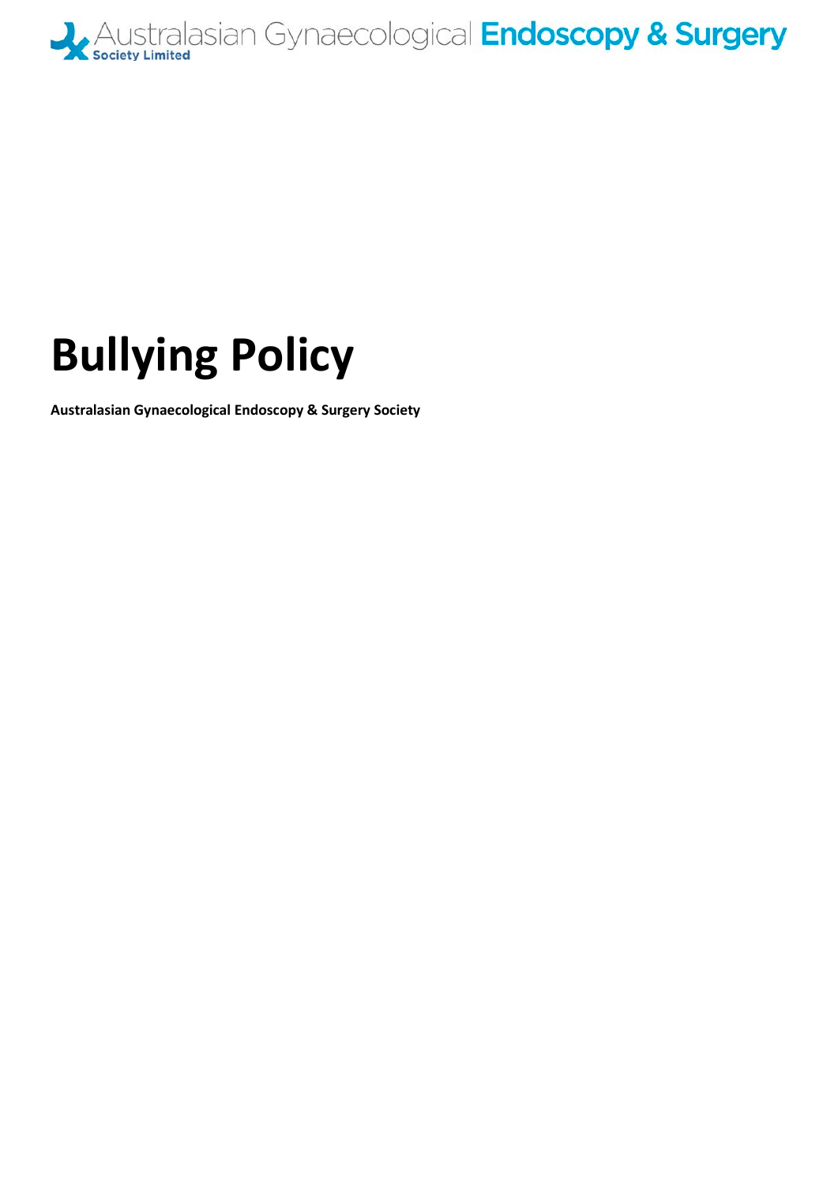Australasian Gynaecological Endoscopy & Surgery
Society Limited

# Bullying Policy

**Australasian Gynaecological Endoscopy & Surgery Society**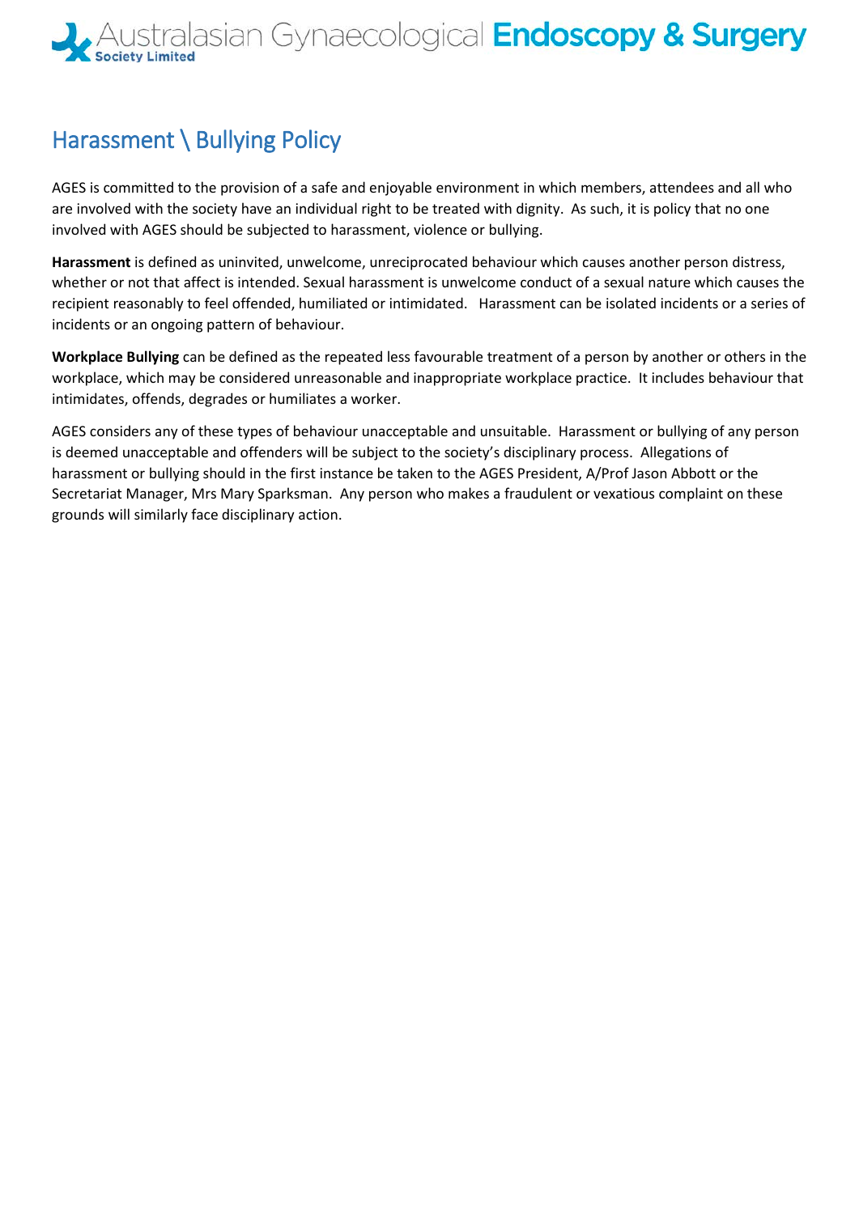# Harassment \ Bullying Policy

AGES is committed to the provision of a safe and enjoyable environment in which members, attendees and all who are involved with the society have an individual right to be treated with dignity. As such, it is policy that no one involved with AGES should be subjected to harassment, violence or bullying.

**Harassment** is defined as uninvited, unwelcome, unreciprocated behaviour which causes another person distress, whether or not that affect is intended. Sexual harassment is unwelcome conduct of a sexual nature which causes the recipient reasonably to feel offended, humiliated or intimidated. Harassment can be isolated incidents or a series of incidents or an ongoing pattern of behaviour.

**Workplace Bullying** can be defined as the repeated less favourable treatment of a person by another or others in the workplace, which may be considered unreasonable and inappropriate workplace practice. It includes behaviour that intimidates, offends, degrades or humiliates a worker.

AGES considers any of these types of behaviour unacceptable and unsuitable. Harassment or bullying of any person is deemed unacceptable and offenders will be subject to the society's disciplinary process. Allegations of harassment or bullying should in the first instance be taken to the AGES President, A/Prof Jason Abbott or the Secretariat Manager, Mrs Mary Sparksman. Any person who makes a fraudulent or vexatious complaint on these grounds will similarly face disciplinary action.